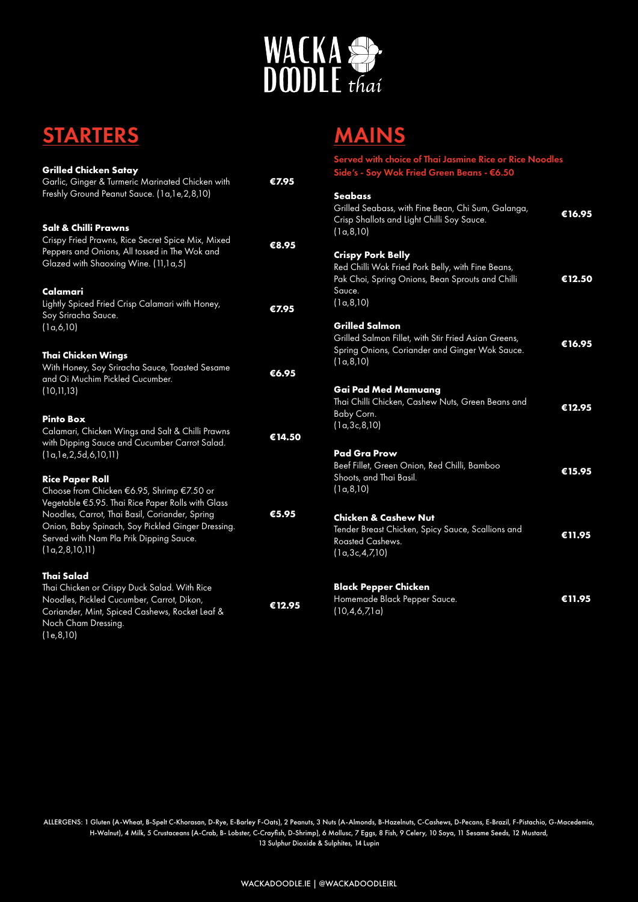# WACKA DOODLE *thai*

## STARTERS

**Grilled Chicken Satay** — €7.95
Garlic, Ginger & Turmeric Marinated Chicken with Freshly Ground Peanut Sauce. (1a,1e,2,8,10)

**Salt & Chilli Prawns** — €8.95
Crispy Fried Prawns, Rice Secret Spice Mix, Mixed Peppers and Onions, All tossed in The Wok and Glazed with Shaoxing Wine. (11,1a,5)

**Calamari** — €7.95
Lightly Spiced Fried Crisp Calamari with Honey, Soy Sriracha Sauce.
(1a,6,10)

**Thai Chicken Wings** — €6.95
With Honey, Soy Sriracha Sauce, Toasted Sesame and Oi Muchim Pickled Cucumber.
(10,11,13)

**Pinto Box** — €14.50
Calamari, Chicken Wings and Salt & Chilli Prawns with Dipping Sauce and Cucumber Carrot Salad.
(1a,1e,2,5d,6,10,11)

**Rice Paper Roll** — €5.95
Choose from Chicken €6.95, Shrimp €7.50 or Vegetable €5.95. Thai Rice Paper Rolls with Glass Noodles, Carrot, Thai Basil, Coriander, Spring Onion, Baby Spinach, Soy Pickled Ginger Dressing. Served with Nam Pla Prik Dipping Sauce.
(1a,2,8,10,11)

**Thai Salad** — €12.95
Thai Chicken or Crispy Duck Salad. With Rice Noodles, Pickled Cucumber, Carrot, Dikon, Coriander, Mint, Spiced Cashews, Rocket Leaf & Noch Cham Dressing.
(1e,8,10)

## MAINS

**Served with choice of Thai Jasmine Rice or Rice Noodles**
**Side's - Soy Wok Fried Green Beans - €6.50**

**Seabass** — €16.95
Grilled Seabass, with Fine Bean, Chi Sum, Galanga, Crisp Shallots and Light Chilli Soy Sauce.
(1a,8,10)

**Crispy Pork Belly** — €12.50
Red Chilli Wok Fried Pork Belly, with Fine Beans, Pak Choi, Spring Onions, Bean Sprouts and Chilli Sauce.
(1a,8,10)

**Grilled Salmon** — €16.95
Grilled Salmon Fillet, with Stir Fried Asian Greens, Spring Onions, Coriander and Ginger Wok Sauce.
(1a,8,10)

**Gai Pad Med Mamuang** — €12.95
Thai Chilli Chicken, Cashew Nuts, Green Beans and Baby Corn.
(1a,3c,8,10)

**Pad Gra Prow** — €15.95
Beef Fillet, Green Onion, Red Chilli, Bamboo Shoots, and Thai Basil.
(1a,8,10)

**Chicken & Cashew Nut** — €11.95
Tender Breast Chicken, Spicy Sauce, Scallions and Roasted Cashews.
(1a,3c,4,7,10)

**Black Pepper Chicken** — €11.95
Homemade Black Pepper Sauce.
(10,4,6,7,1a)

ALLERGENS: 1 Gluten (A-Wheat, B-Spelt C-Khorasan, D-Rye, E-Barley F-Oats), 2 Peanuts, 3 Nuts (A-Almonds, B-Hazelnuts, C-Cashews, D-Pecans, E-Brazil, F-Pistachio, G-Macedemia, H-Walnut), 4 Milk, 5 Crustaceans (A-Crab, B- Lobster, C-Crayfish, D-Shrimp), 6 Mollusc, 7 Eggs, 8 Fish, 9 Celery, 10 Soya, 11 Sesame Seeds, 12 Mustard, 13 Sulphur Dioxide & Sulphites, 14 Lupin

WACKADOODLE.IE | @WACKADOODLEIRL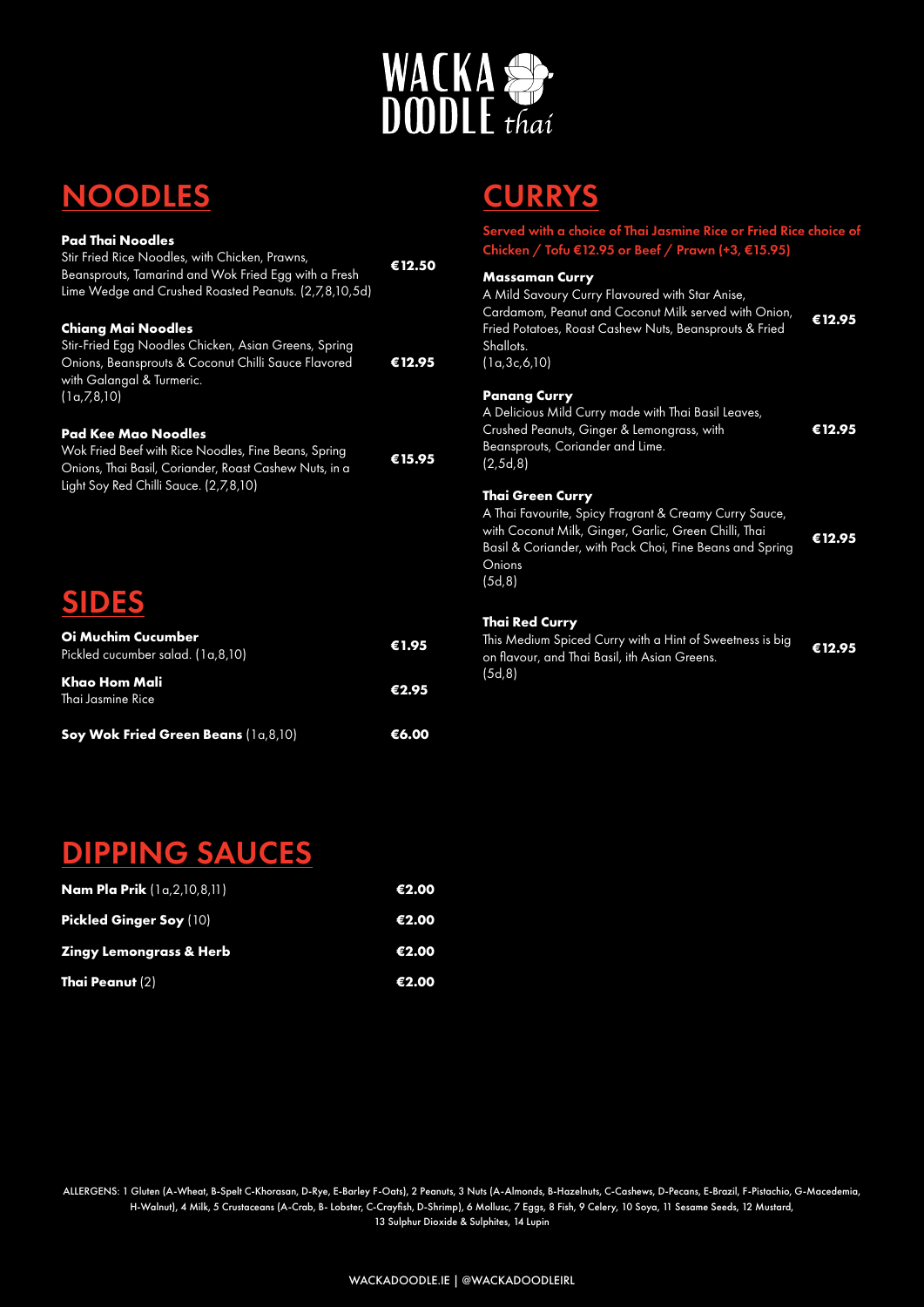# WACKA DOODLE thai

## NOODLES

**Pad Thai Noodles** — €12.50
Stir Fried Rice Noodles, with Chicken, Prawns, Beansprouts, Tamarind and Wok Fried Egg with a Fresh Lime Wedge and Crushed Roasted Peanuts. (2,7,8,10,5d)

**Chiang Mai Noodles** — €12.95
Stir-Fried Egg Noodles Chicken, Asian Greens, Spring Onions, Beansprouts & Coconut Chilli Sauce Flavored with Galangal & Turmeric.
(1a,7,8,10)

**Pad Kee Mao Noodles** — €15.95
Wok Fried Beef with Rice Noodles, Fine Beans, Spring Onions, Thai Basil, Coriander, Roast Cashew Nuts, in a Light Soy Red Chilli Sauce. (2,7,8,10)

## SIDES

| | |
|---|---|
| **Oi Muchim Cucumber**<br>Pickled cucumber salad. (1a,8,10) | €1.95 |
| **Khao Hom Mali**<br>Thai Jasmine Rice | €2.95 |
| **Soy Wok Fried Green Beans** (1a,8,10) | €6.00 |

## DIPPING SAUCES

| | |
|---|---|
| **Nam Pla Prik** (1a,2,10,8,11) | €2.00 |
| **Pickled Ginger Soy** (10) | €2.00 |
| **Zingy Lemongrass & Herb** | €2.00 |
| **Thai Peanut** (2) | €2.00 |

## CURRYS

**Served with a choice of Thai Jasmine Rice or Fried Rice choice of Chicken / Tofu €12.95 or Beef / Prawn (+3, €15.95)**

**Massaman Curry** — €12.95
A Mild Savoury Curry Flavoured with Star Anise, Cardamom, Peanut and Coconut Milk served with Onion, Fried Potatoes, Roast Cashew Nuts, Beansprouts & Fried Shallots.
(1a,3c,6,10)

**Panang Curry** — €12.95
A Delicious Mild Curry made with Thai Basil Leaves, Crushed Peanuts, Ginger & Lemongrass, with Beansprouts, Coriander and Lime.
(2,5d,8)

**Thai Green Curry** — €12.95
A Thai Favourite, Spicy Fragrant & Creamy Curry Sauce, with Coconut Milk, Ginger, Garlic, Green Chilli, Thai Basil & Coriander, with Pack Choi, Fine Beans and Spring Onions
(5d,8)

**Thai Red Curry** — €12.95
This Medium Spiced Curry with a Hint of Sweetness is big on flavour, and Thai Basil, ith Asian Greens.
(5d,8)

ALLERGENS: 1 Gluten (A-Wheat, B-Spelt C-Khorasan, D-Rye, E-Barley F-Oats), 2 Peanuts, 3 Nuts (A-Almonds, B-Hazelnuts, C-Cashews, D-Pecans, E-Brazil, F-Pistachio, G-Macedemia, H-Walnut), 4 Milk, 5 Crustaceans (A-Crab, B- Lobster, C-Crayfish, D-Shrimp), 6 Mollusc, 7 Eggs, 8 Fish, 9 Celery, 10 Soya, 11 Sesame Seeds, 12 Mustard, 13 Sulphur Dioxide & Sulphites, 14 Lupin

WACKADOODLE.IE | @WACKADOODLEIRL